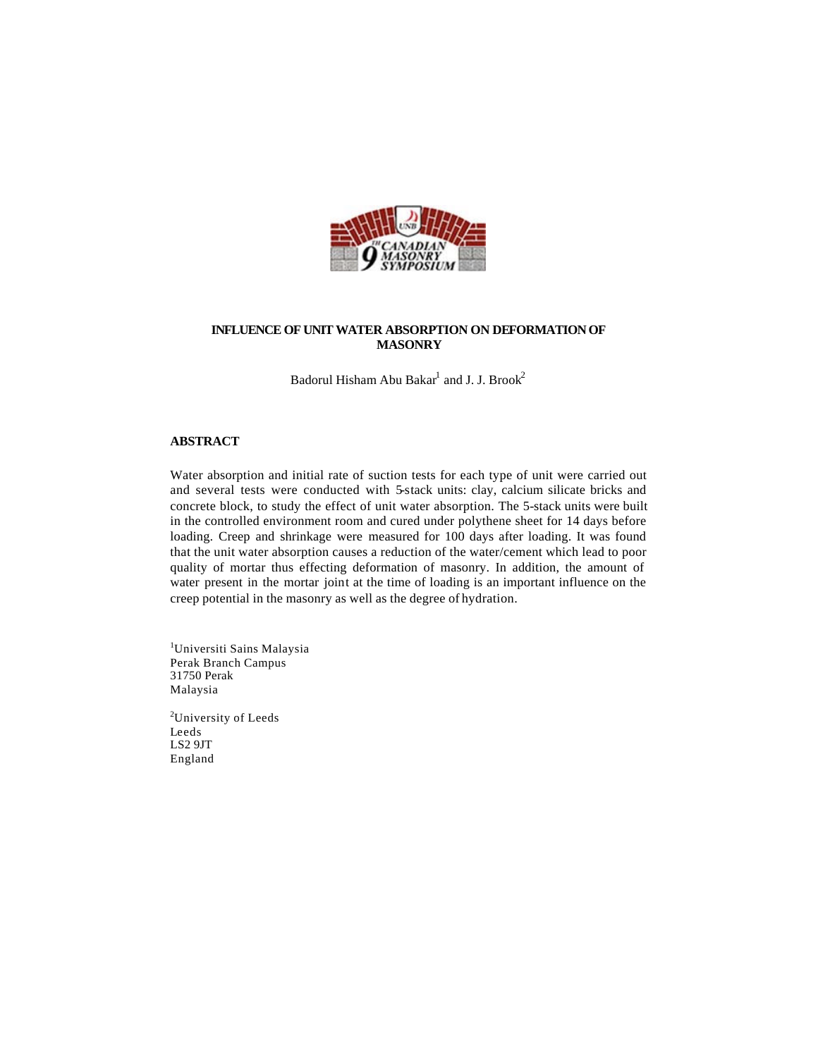# INFLUENCE OF UNIT WATER ABSORPTION ON DEFORMATION OF MASONRY

Badorul Hisham Abu Bakar[1] and J. J. Brook[2]

## ABSTRACT

Water absorption and initial rate of suction tests for each type of unit were carried out and several tests were conducted with 5-stack units: clay, calcium silicate bricks and concrete block, to study the effect of unit water absorption. The 5-stack units were built in the controlled environment room and cured under polythene sheet for 14 days before loading. Creep and shrinkage were measured for 100 days after loading. It was found that the unit water absorption causes a reduction of the water/cement which lead to poor quality of mortar thus effecting deformation of masonry. In addition, the amount of water present in the mortar joint at the time of loading is an important influence on the creep potential in the masonry as well as the degree of hydration.

[1]Universiti Sains Malaysia
Perak Branch Campus
31750 Perak
Malaysia

[2]University of Leeds
Leeds
LS2 9JT
England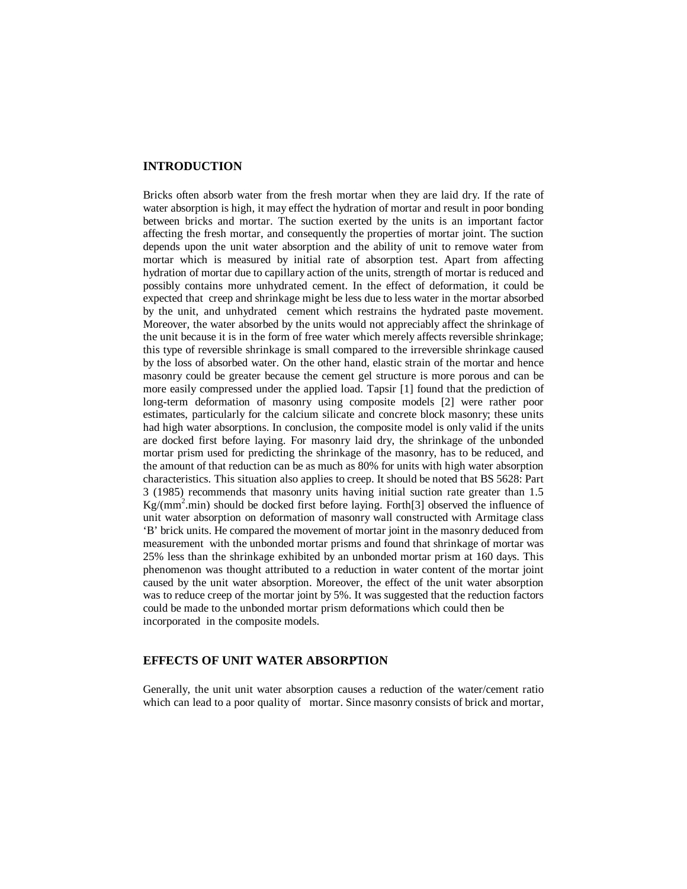## INTRODUCTION

Bricks often absorb water from the fresh mortar when they are laid dry. If the rate of water absorption is high, it may effect the hydration of mortar and result in poor bonding between bricks and mortar. The suction exerted by the units is an important factor affecting the fresh mortar, and consequently the properties of mortar joint. The suction depends upon the unit water absorption and the ability of unit to remove water from mortar which is measured by initial rate of absorption test. Apart from affecting hydration of mortar due to capillary action of the units, strength of mortar is reduced and possibly contains more unhydrated cement. In the effect of deformation, it could be expected that creep and shrinkage might be less due to less water in the mortar absorbed by the unit, and unhydrated cement which restrains the hydrated paste movement. Moreover, the water absorbed by the units would not appreciably affect the shrinkage of the unit because it is in the form of free water which merely affects reversible shrinkage; this type of reversible shrinkage is small compared to the irreversible shrinkage caused by the loss of absorbed water. On the other hand, elastic strain of the mortar and hence masonry could be greater because the cement gel structure is more porous and can be more easily compressed under the applied load. Tapsir [1] found that the prediction of long-term deformation of masonry using composite models [2] were rather poor estimates, particularly for the calcium silicate and concrete block masonry; these units had high water absorptions. In conclusion, the composite model is only valid if the units are docked first before laying. For masonry laid dry, the shrinkage of the unbonded mortar prism used for predicting the shrinkage of the masonry, has to be reduced, and the amount of that reduction can be as much as 80% for units with high water absorption characteristics. This situation also applies to creep. It should be noted that BS 5628: Part 3 (1985) recommends that masonry units having initial suction rate greater than 1.5 $Kg/(mm^2.min)$ should be docked first before laying. Forth[3] observed the influence of unit water absorption on deformation of masonry wall constructed with Armitage class 'B' brick units. He compared the movement of mortar joint in the masonry deduced from measurement with the unbonded mortar prisms and found that shrinkage of mortar was 25% less than the shrinkage exhibited by an unbonded mortar prism at 160 days. This phenomenon was thought attributed to a reduction in water content of the mortar joint caused by the unit water absorption. Moreover, the effect of the unit water absorption was to reduce creep of the mortar joint by 5%. It was suggested that the reduction factors could be made to the unbonded mortar prism deformations which could then be incorporated in the composite models.

## EFFECTS OF UNIT WATER ABSORPTION

Generally, the unit unit water absorption causes a reduction of the water/cement ratio which can lead to a poor quality of mortar. Since masonry consists of brick and mortar,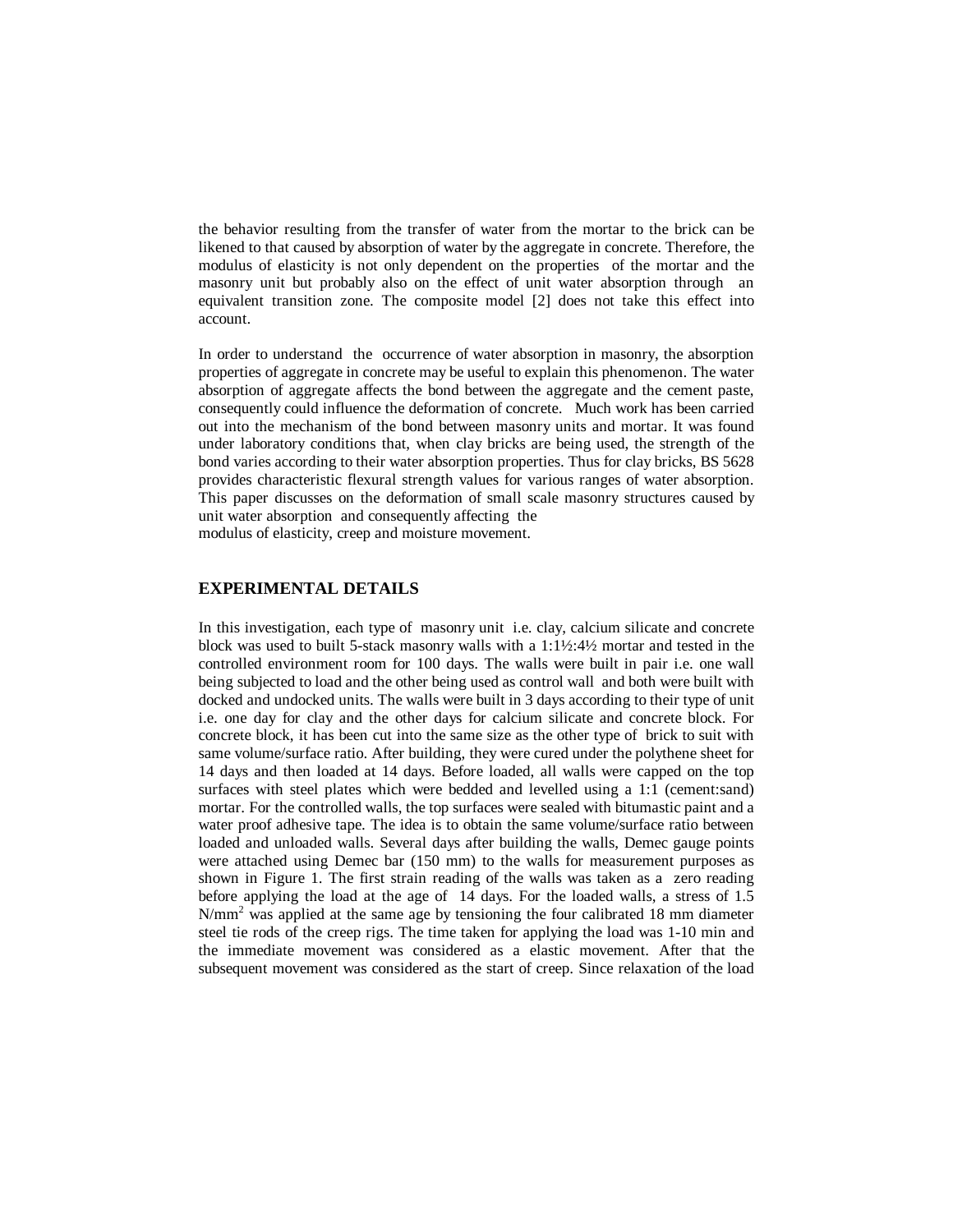the behavior resulting from the transfer of water from the mortar to the brick can be likened to that caused by absorption of water by the aggregate in concrete. Therefore, the modulus of elasticity is not only dependent on the properties of the mortar and the masonry unit but probably also on the effect of unit water absorption through an equivalent transition zone. The composite model [2] does not take this effect into account.

In order to understand the occurrence of water absorption in masonry, the absorption properties of aggregate in concrete may be useful to explain this phenomenon. The water absorption of aggregate affects the bond between the aggregate and the cement paste, consequently could influence the deformation of concrete. Much work has been carried out into the mechanism of the bond between masonry units and mortar. It was found under laboratory conditions that, when clay bricks are being used, the strength of the bond varies according to their water absorption properties. Thus for clay bricks, BS 5628 provides characteristic flexural strength values for various ranges of water absorption. This paper discusses on the deformation of small scale masonry structures caused by unit water absorption and consequently affecting the modulus of elasticity, creep and moisture movement.

## EXPERIMENTAL DETAILS

In this investigation, each type of masonry unit i.e. clay, calcium silicate and concrete block was used to built 5-stack masonry walls with a 1:1½:4½ mortar and tested in the controlled environment room for 100 days. The walls were built in pair i.e. one wall being subjected to load and the other being used as control wall and both were built with docked and undocked units. The walls were built in 3 days according to their type of unit i.e. one day for clay and the other days for calcium silicate and concrete block. For concrete block, it has been cut into the same size as the other type of brick to suit with same volume/surface ratio. After building, they were cured under the polythene sheet for 14 days and then loaded at 14 days. Before loaded, all walls were capped on the top surfaces with steel plates which were bedded and levelled using a 1:1 (cement:sand) mortar. For the controlled walls, the top surfaces were sealed with bitumastic paint and a water proof adhesive tape. The idea is to obtain the same volume/surface ratio between loaded and unloaded walls. Several days after building the walls, Demec gauge points were attached using Demec bar (150 mm) to the walls for measurement purposes as shown in Figure 1. The first strain reading of the walls was taken as a zero reading before applying the load at the age of 14 days. For the loaded walls, a stress of 1.5 $N/mm^2$ was applied at the same age by tensioning the four calibrated 18 mm diameter steel tie rods of the creep rigs. The time taken for applying the load was 1-10 min and the immediate movement was considered as a elastic movement. After that the subsequent movement was considered as the start of creep. Since relaxation of the load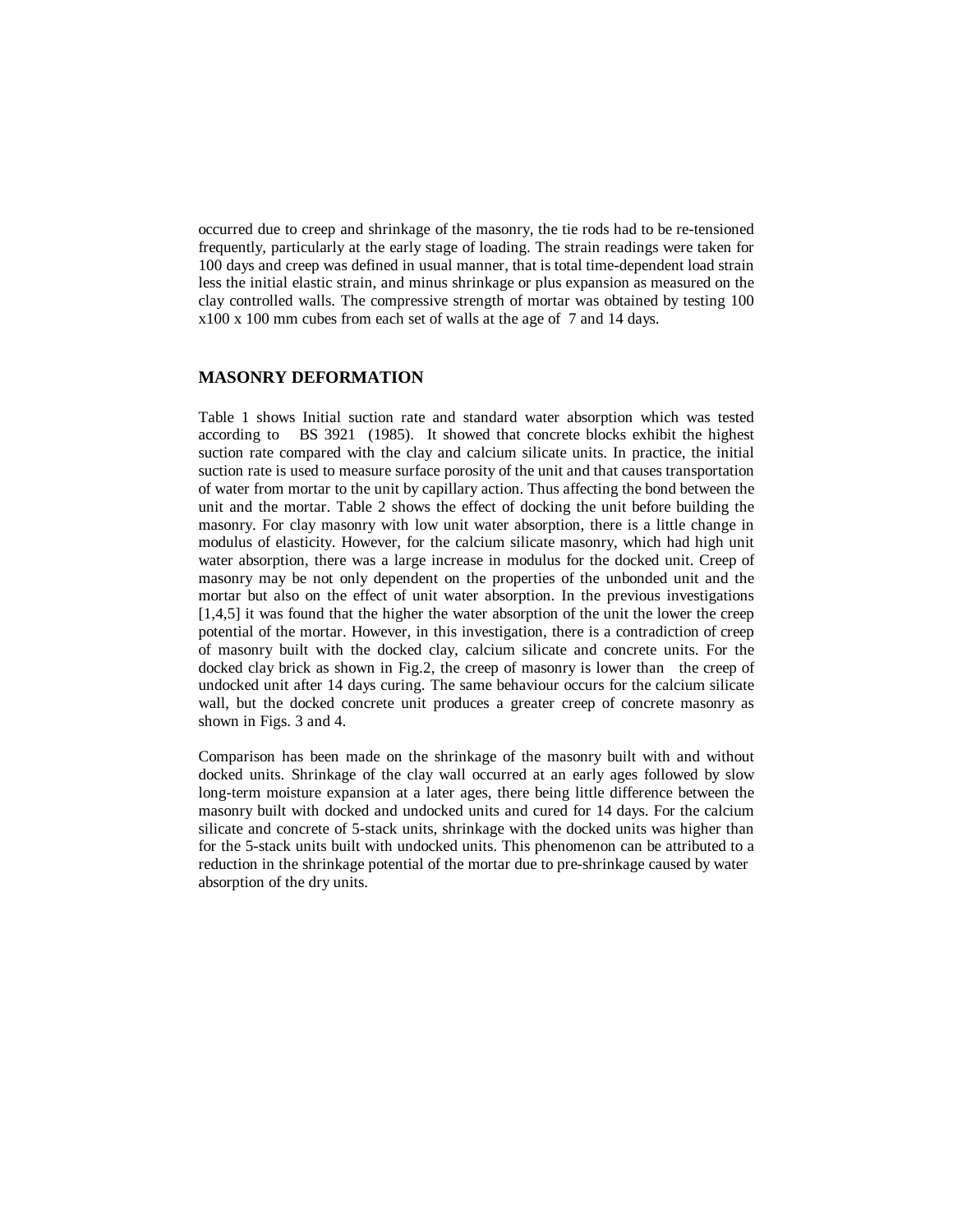occurred due to creep and shrinkage of the masonry, the tie rods had to be re-tensioned frequently, particularly at the early stage of loading. The strain readings were taken for 100 days and creep was defined in usual manner, that is total time-dependent load strain less the initial elastic strain, and minus shrinkage or plus expansion as measured on the clay controlled walls. The compressive strength of mortar was obtained by testing 100 x100 x 100 mm cubes from each set of walls at the age of 7 and 14 days.

## MASONRY DEFORMATION

Table 1 shows Initial suction rate and standard water absorption which was tested according to BS 3921 (1985). It showed that concrete blocks exhibit the highest suction rate compared with the clay and calcium silicate units. In practice, the initial suction rate is used to measure surface porosity of the unit and that causes transportation of water from mortar to the unit by capillary action. Thus affecting the bond between the unit and the mortar. Table 2 shows the effect of docking the unit before building the masonry. For clay masonry with low unit water absorption, there is a little change in modulus of elasticity. However, for the calcium silicate masonry, which had high unit water absorption, there was a large increase in modulus for the docked unit. Creep of masonry may be not only dependent on the properties of the unbonded unit and the mortar but also on the effect of unit water absorption. In the previous investigations [1,4,5] it was found that the higher the water absorption of the unit the lower the creep potential of the mortar. However, in this investigation, there is a contradiction of creep of masonry built with the docked clay, calcium silicate and concrete units. For the docked clay brick as shown in Fig.2, the creep of masonry is lower than the creep of undocked unit after 14 days curing. The same behaviour occurs for the calcium silicate wall, but the docked concrete unit produces a greater creep of concrete masonry as shown in Figs. 3 and 4.

Comparison has been made on the shrinkage of the masonry built with and without docked units. Shrinkage of the clay wall occurred at an early ages followed by slow long-term moisture expansion at a later ages, there being little difference between the masonry built with docked and undocked units and cured for 14 days. For the calcium silicate and concrete of 5-stack units, shrinkage with the docked units was higher than for the 5-stack units built with undocked units. This phenomenon can be attributed to a reduction in the shrinkage potential of the mortar due to pre-shrinkage caused by water absorption of the dry units.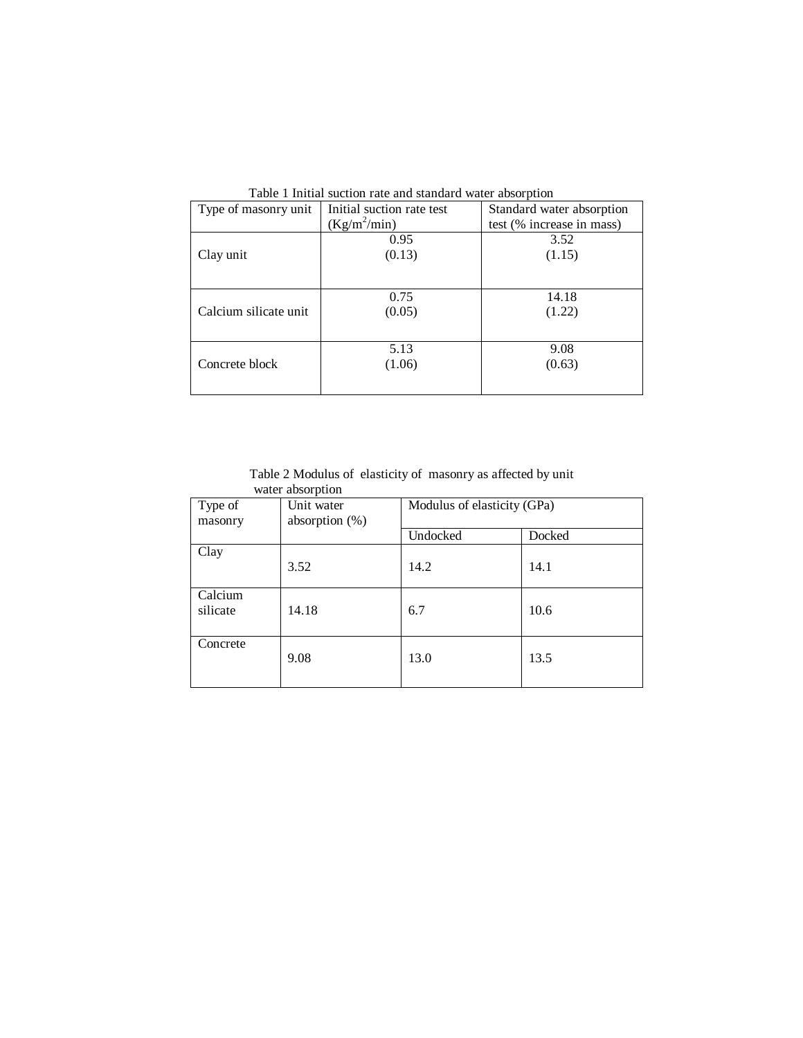Table 1 Initial suction rate and standard water absorption

| Type of masonry unit | Initial suction rate test ($Kg/m^2/min$) | Standard water absorption test (% increase in mass) |
|---|---|---|
| Clay unit | 0.95 (0.13) | 3.52 (1.15) |
| Calcium silicate unit | 0.75 (0.05) | 14.18 (1.22) |
| Concrete block | 5.13 (1.06) | 9.08 (0.63) |

Table 2 Modulus of elasticity of masonry as affected by unit water absorption

| Type of masonry | Unit water absorption (%) | Modulus of elasticity (GPa) | |
|---|---|---|---|
| | | Undocked | Docked |
| Clay | 3.52 | 14.2 | 14.1 |
| Calcium silicate | 14.18 | 6.7 | 10.6 |
| Concrete | 9.08 | 13.0 | 13.5 |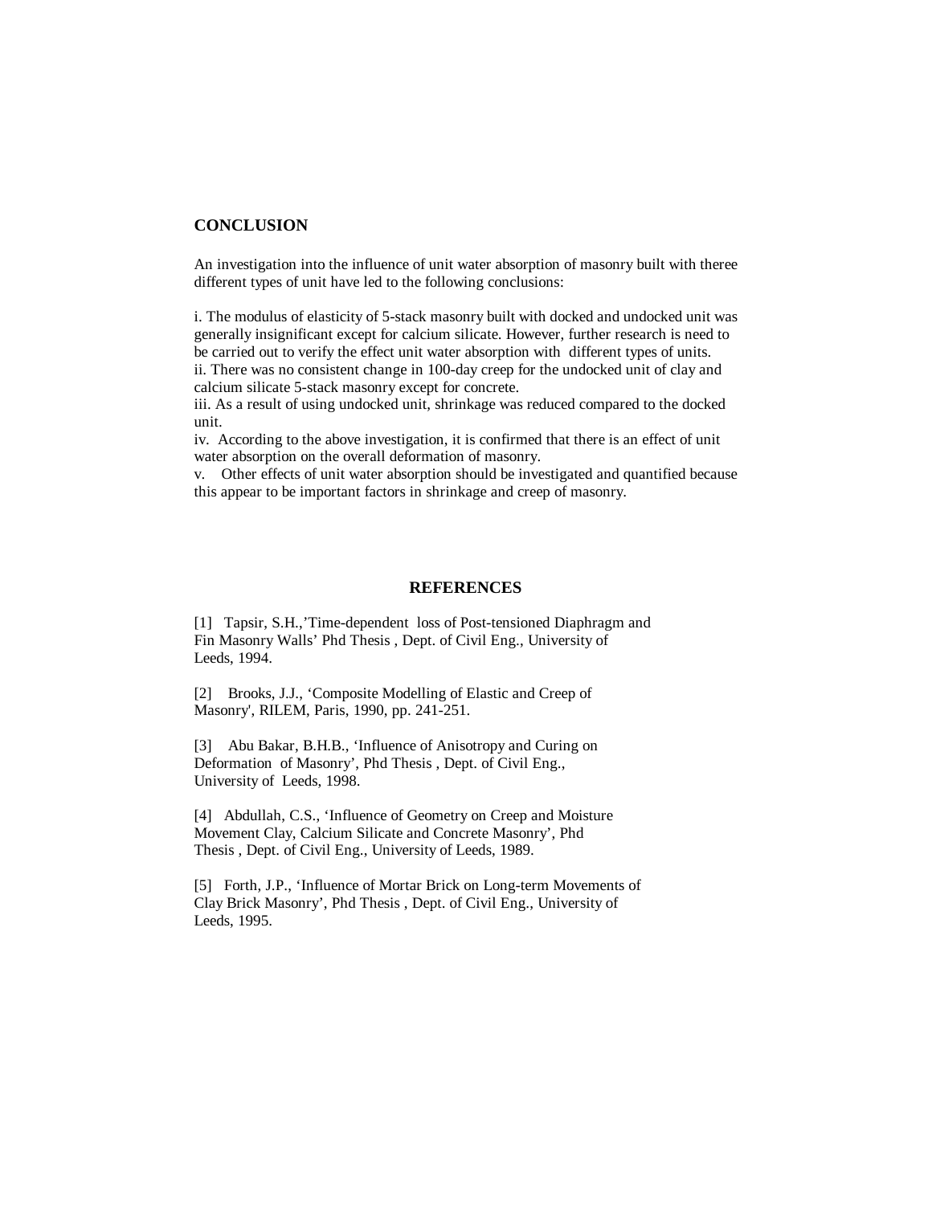## CONCLUSION

An investigation into the influence of unit water absorption of masonry built with theree different types of unit have led to the following conclusions:

i. The modulus of elasticity of 5-stack masonry built with docked and undocked unit was generally insignificant except for calcium silicate. However, further research is need to be carried out to verify the effect unit water absorption with different types of units.
ii. There was no consistent change in 100-day creep for the undocked unit of clay and calcium silicate 5-stack masonry except for concrete.
iii. As a result of using undocked unit, shrinkage was reduced compared to the docked unit.
iv. According to the above investigation, it is confirmed that there is an effect of unit water absorption on the overall deformation of masonry.
v. Other effects of unit water absorption should be investigated and quantified because this appear to be important factors in shrinkage and creep of masonry.

## REFERENCES

[1] Tapsir, S.H.,'Time-dependent loss of Post-tensioned Diaphragm and Fin Masonry Walls' Phd Thesis , Dept. of Civil Eng., University of Leeds, 1994.

[2] Brooks, J.J., 'Composite Modelling of Elastic and Creep of Masonry', RILEM, Paris, 1990, pp. 241-251.

[3] Abu Bakar, B.H.B., 'Influence of Anisotropy and Curing on Deformation of Masonry', Phd Thesis , Dept. of Civil Eng., University of Leeds, 1998.

[4] Abdullah, C.S., 'Influence of Geometry on Creep and Moisture Movement Clay, Calcium Silicate and Concrete Masonry', Phd Thesis , Dept. of Civil Eng., University of Leeds, 1989.

[5] Forth, J.P., 'Influence of Mortar Brick on Long-term Movements of Clay Brick Masonry', Phd Thesis , Dept. of Civil Eng., University of Leeds, 1995.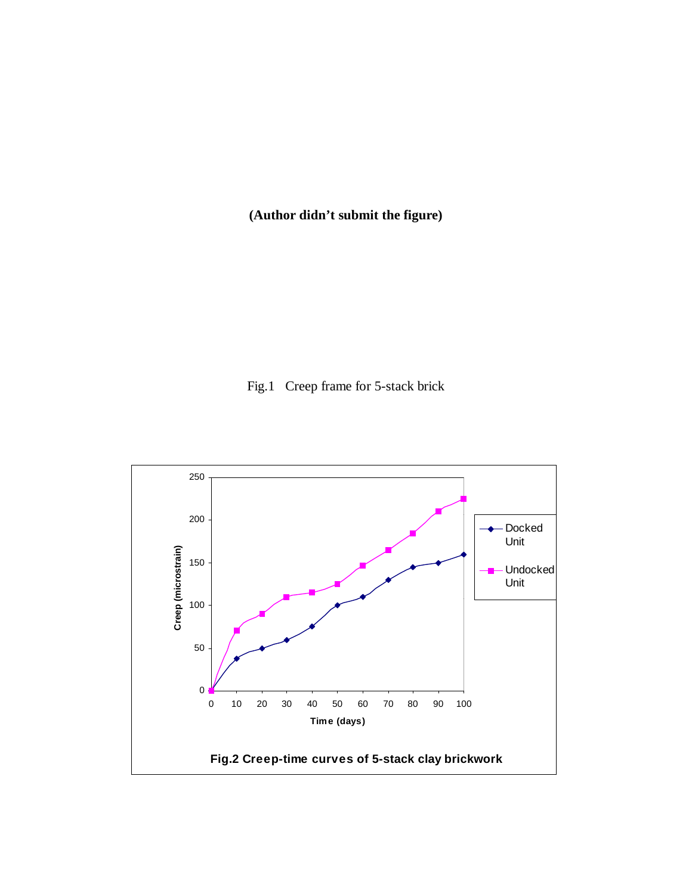**(Author didn't submit the figure)**

Fig.1 Creep frame for 5-stack brick

**Fig.2 Creep-time curves of 5-stack clay brickwork**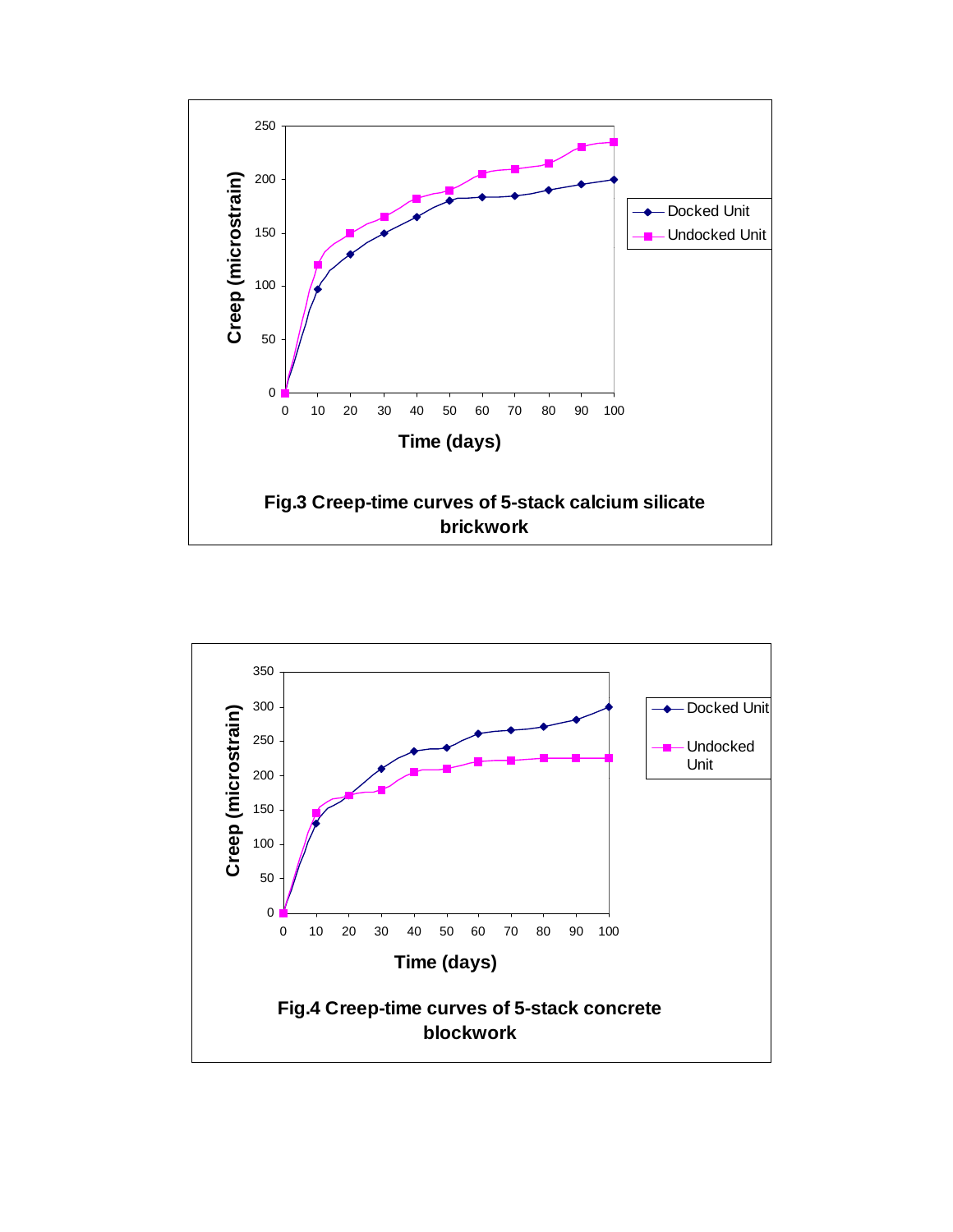250
200
150
100
50
0

0 10 20 30 40 50 60 70 80 90 100

Creep (microstrain)

Time (days)

Docked Unit
Undocked Unit

**Fig.3 Creep-time curves of 5-stack calcium silicate brickwork**

350
300
250
200
150
100
50
0

0 10 20 30 40 50 60 70 80 90 100

Creep (microstrain)

Time (days)

Docked Unit
Undocked Unit

**Fig.4 Creep-time curves of 5-stack concrete blockwork**